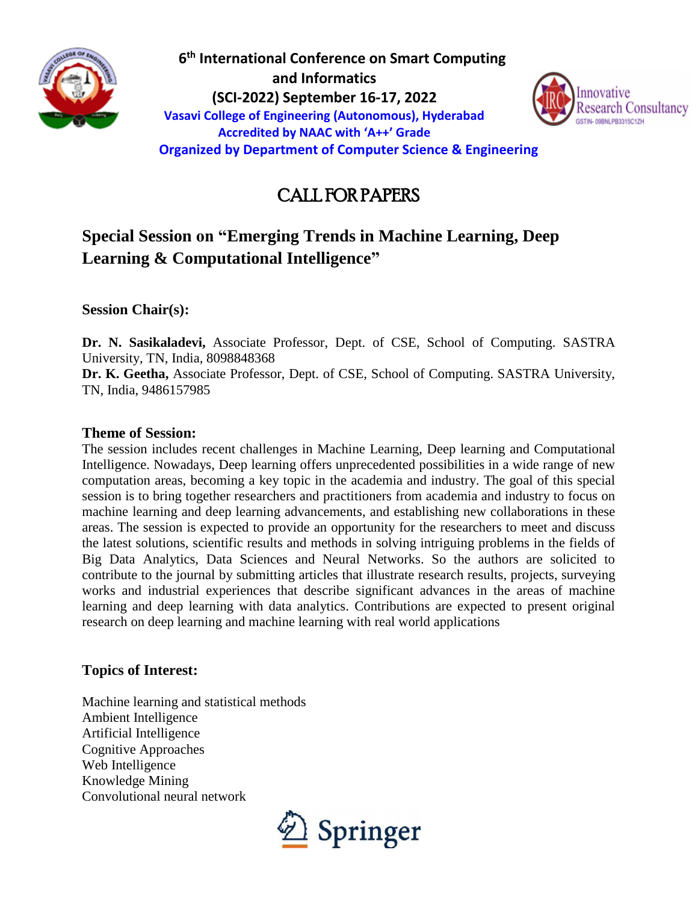**6th International Conference on Smart Computing and Informatics**

**(SCI-2022) September 16-17, 2022**

**Vasavi College of Engineering (Autonomous), Hyderabad**

**Accredited by NAAC with 'A++' Grade**

**Organized by Department of Computer Science & Engineering**

# CALL FOR PAPERS

## Special Session on "Emerging Trends in Machine Learning, Deep Learning & Computational Intelligence"

### Session Chair(s):

**Dr. N. Sasikaladevi,** Associate Professor, Dept. of CSE, School of Computing. SASTRA University, TN, India, 8098848368

**Dr. K. Geetha,** Associate Professor, Dept. of CSE, School of Computing. SASTRA University, TN, India, 9486157985

### Theme of Session:

The session includes recent challenges in Machine Learning, Deep learning and Computational Intelligence. Nowadays, Deep learning offers unprecedented possibilities in a wide range of new computation areas, becoming a key topic in the academia and industry. The goal of this special session is to bring together researchers and practitioners from academia and industry to focus on machine learning and deep learning advancements, and establishing new collaborations in these areas. The session is expected to provide an opportunity for the researchers to meet and discuss the latest solutions, scientific results and methods in solving intriguing problems in the fields of Big Data Analytics, Data Sciences and Neural Networks. So the authors are solicited to contribute to the journal by submitting articles that illustrate research results, projects, surveying works and industrial experiences that describe significant advances in the areas of machine learning and deep learning with data analytics. Contributions are expected to present original research on deep learning and machine learning with real world applications

### Topics of Interest:

Machine learning and statistical methods
Ambient Intelligence
Artificial Intelligence
Cognitive Approaches
Web Intelligence
Knowledge Mining
Convolutional neural network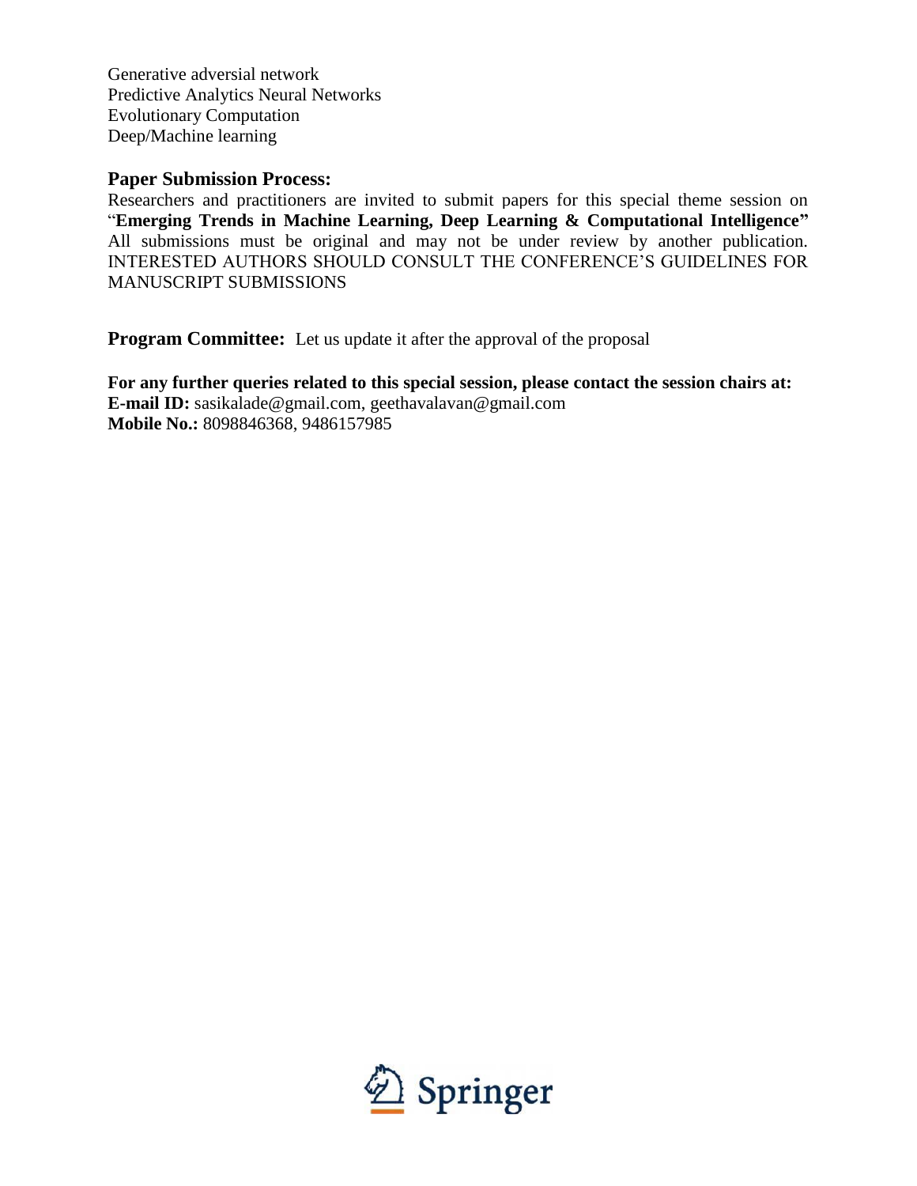Generative adversial network
Predictive Analytics Neural Networks
Evolutionary Computation
Deep/Machine learning

**Paper Submission Process:**

Researchers and practitioners are invited to submit papers for this special theme session on "**Emerging Trends in Machine Learning, Deep Learning & Computational Intelligence"** All submissions must be original and may not be under review by another publication. INTERESTED AUTHORS SHOULD CONSULT THE CONFERENCE'S GUIDELINES FOR MANUSCRIPT SUBMISSIONS

**Program Committee:** Let us update it after the approval of the proposal

**For any further queries related to this special session, please contact the session chairs at:**
**E-mail ID:** sasikalade@gmail.com, geethavalavan@gmail.com
**Mobile No.:** 8098846368, 9486157985

Springer